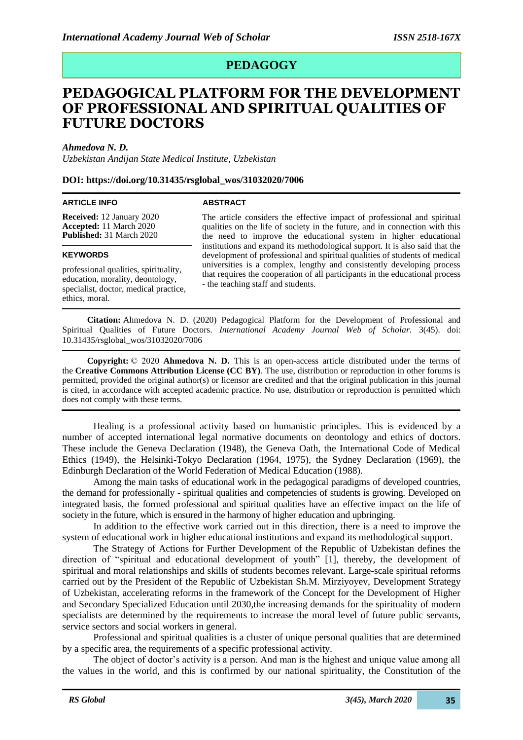**PEDAGOGY**

# PEDAGOGICAL PLATFORM FOR THE DEVELOPMENT OF PROFESSIONAL AND SPIRITUAL QUALITIES OF FUTURE DOCTORS

*Ahmedova N. D.*

*Uzbekistan Andijan State Medical Institute, Uzbekistan*

**DOI: https://doi.org/10.31435/rsglobal_wos/31032020/7006**

**ARTICLE INFO**

**Received:** 12 January 2020
**Accepted:** 11 March 2020
**Published:** 31 March 2020

**KEYWORDS**

professional qualities, spirituality, education, morality, deontology, specialist, doctor, medical practice, ethics, moral.

**ABSTRACT**

The article considers the effective impact of professional and spiritual qualities on the life of society in the future, and in connection with this the need to improve the educational system in higher educational institutions and expand its methodological support. It is also said that the development of professional and spiritual qualities of students of medical universities is a complex, lengthy and consistently developing process that requires the cooperation of all participants in the educational process - the teaching staff and students.

**Citation:** Ahmedova N. D. (2020) Pedagogical Platform for the Development of Professional and Spiritual Qualities of Future Doctors. *International Academy Journal Web of Scholar*. 3(45). doi: 10.31435/rsglobal_wos/31032020/7006

**Copyright:** © 2020 **Ahmedova N. D.** This is an open-access article distributed under the terms of the **Creative Commons Attribution License (CC BY)**. The use, distribution or reproduction in other forums is permitted, provided the original author(s) or licensor are credited and that the original publication in this journal is cited, in accordance with accepted academic practice. No use, distribution or reproduction is permitted which does not comply with these terms.

Healing is a professional activity based on humanistic principles. This is evidenced by a number of accepted international legal normative documents on deontology and ethics of doctors. These include the Geneva Declaration (1948), the Geneva Oath, the International Code of Medical Ethics (1949), the Helsinki-Tokyo Declaration (1964, 1975), the Sydney Declaration (1969), the Edinburgh Declaration of the World Federation of Medical Education (1988).

Among the main tasks of educational work in the pedagogical paradigms of developed countries, the demand for professionally - spiritual qualities and competencies of students is growing. Developed on integrated basis, the formed professional and spiritual qualities have an effective impact on the life of society in the future, which is ensured in the harmony of higher education and upbringing.

In addition to the effective work carried out in this direction, there is a need to improve the system of educational work in higher educational institutions and expand its methodological support.

The Strategy of Actions for Further Development of the Republic of Uzbekistan defines the direction of "spiritual and educational development of youth" [1], thereby, the development of spiritual and moral relationships and skills of students becomes relevant. Large-scale spiritual reforms carried out by the President of the Republic of Uzbekistan Sh.M. Mirziyoyev, Development Strategy of Uzbekistan, accelerating reforms in the framework of the Concept for the Development of Higher and Secondary Specialized Education until 2030,the increasing demands for the spirituality of modern specialists are determined by the requirements to increase the moral level of future public servants, service sectors and social workers in general.

Professional and spiritual qualities is a cluster of unique personal qualities that are determined by a specific area, the requirements of a specific professional activity.

The object of doctor's activity is a person. And man is the highest and unique value among all the values in the world, and this is confirmed by our national spirituality, the Constitution of the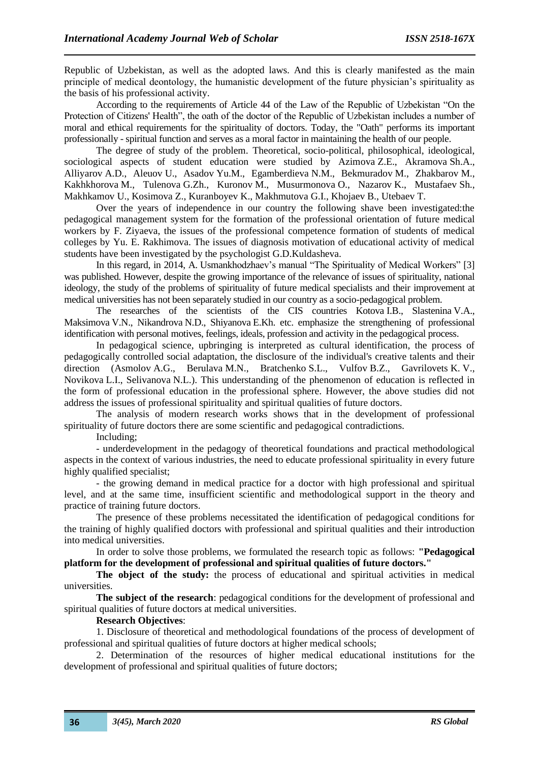Republic of Uzbekistan, as well as the adopted laws. And this is clearly manifested as the main principle of medical deontology, the humanistic development of the future physician's spirituality as the basis of his professional activity.

According to the requirements of Article 44 of the Law of the Republic of Uzbekistan "On the Protection of Citizens' Health", the oath of the doctor of the Republic of Uzbekistan includes a number of moral and ethical requirements for the spirituality of doctors. Today, the "Oath" performs its important professionally - spiritual function and serves as a moral factor in maintaining the health of our people.

The degree of study of the problem. Theoretical, socio-political, philosophical, ideological, sociological aspects of student education were studied by Azimova Z.E., Akramova Sh.A., Alliyarov A.D., Aleuov U., Asadov Yu.M., Egamberdieva N.M., Bekmuradov M., Zhakbarov M., Kakhkhorova M., Tulenova G.Zh., Kuronov M., Musurmonova O., Nazarov K., Mustafaev Sh., Makhkamov U., Kosimova Z., Kuranboyev K., Makhmutova G.I., Khojaev B., Utebaev T.

Over the years of independence in our country the following shave been investigated:the pedagogical management system for the formation of the professional orientation of future medical workers by F. Ziyaeva, the issues of the professional competence formation of students of medical colleges by Yu. E. Rakhimova. The issues of diagnosis motivation of educational activity of medical students have been investigated by the psychologist G.D.Kuldasheva.

In this regard, in 2014, A. Usmankhodzhaev's manual "The Spirituality of Medical Workers" [3] was published. However, despite the growing importance of the relevance of issues of spirituality, national ideology, the study of the problems of spirituality of future medical specialists and their improvement at medical universities has not been separately studied in our country as a socio-pedagogical problem.

The researches of the scientists of the CIS countries Kotova I.B., Slastenina V.A., Maksimova V.N., Nikandrova N.D., Shiyanova E.Kh. etc. emphasize the strengthening of professional identification with personal motives, feelings, ideals, profession and activity in the pedagogical process.

In pedagogical science, upbringing is interpreted as cultural identification, the process of pedagogically controlled social adaptation, the disclosure of the individual's creative talents and their direction (Asmolov A.G., Berulava M.N., Bratchenko S.L., Vulfov B.Z., Gavrilovets K. V., Novikova L.I., Selivanova N.L.). This understanding of the phenomenon of education is reflected in the form of professional education in the professional sphere. However, the above studies did not address the issues of professional spirituality and spiritual qualities of future doctors.

The analysis of modern research works shows that in the development of professional spirituality of future doctors there are some scientific and pedagogical contradictions.

Including;

- underdevelopment in the pedagogy of theoretical foundations and practical methodological aspects in the context of various industries, the need to educate professional spirituality in every future highly qualified specialist;

- the growing demand in medical practice for a doctor with high professional and spiritual level, and at the same time, insufficient scientific and methodological support in the theory and practice of training future doctors.

The presence of these problems necessitated the identification of pedagogical conditions for the training of highly qualified doctors with professional and spiritual qualities and their introduction into medical universities.

In order to solve those problems, we formulated the research topic as follows: **"Pedagogical platform for the development of professional and spiritual qualities of future doctors."**

**The object of the study:** the process of educational and spiritual activities in medical universities.

**The subject of the research**: pedagogical conditions for the development of professional and spiritual qualities of future doctors at medical universities.

**Research Objectives**:

1. Disclosure of theoretical and methodological foundations of the process of development of professional and spiritual qualities of future doctors at higher medical schools;

2. Determination of the resources of higher medical educational institutions for the development of professional and spiritual qualities of future doctors;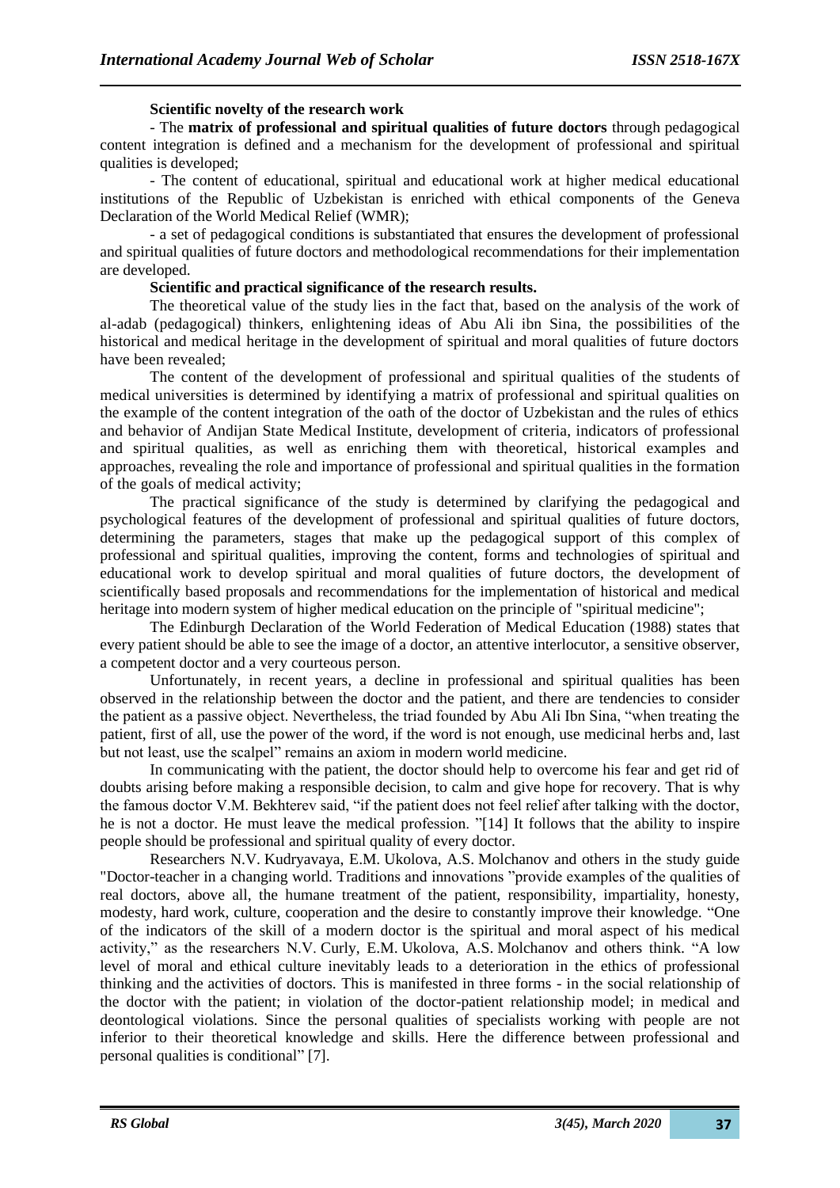**Scientific novelty of the research work**

- The **matrix of professional and spiritual qualities of future doctors** through pedagogical content integration is defined and a mechanism for the development of professional and spiritual qualities is developed;

- The content of educational, spiritual and educational work at higher medical educational institutions of the Republic of Uzbekistan is enriched with ethical components of the Geneva Declaration of the World Medical Relief (WMR);

- a set of pedagogical conditions is substantiated that ensures the development of professional and spiritual qualities of future doctors and methodological recommendations for their implementation are developed.

**Scientific and practical significance of the research results.**

The theoretical value of the study lies in the fact that, based on the analysis of the work of al-adab (pedagogical) thinkers, enlightening ideas of Abu Ali ibn Sina, the possibilities of the historical and medical heritage in the development of spiritual and moral qualities of future doctors have been revealed;

The content of the development of professional and spiritual qualities of the students of medical universities is determined by identifying a matrix of professional and spiritual qualities on the example of the content integration of the oath of the doctor of Uzbekistan and the rules of ethics and behavior of Andijan State Medical Institute, development of criteria, indicators of professional and spiritual qualities, as well as enriching them with theoretical, historical examples and approaches, revealing the role and importance of professional and spiritual qualities in the formation of the goals of medical activity;

The practical significance of the study is determined by clarifying the pedagogical and psychological features of the development of professional and spiritual qualities of future doctors, determining the parameters, stages that make up the pedagogical support of this complex of professional and spiritual qualities, improving the content, forms and technologies of spiritual and educational work to develop spiritual and moral qualities of future doctors, the development of scientifically based proposals and recommendations for the implementation of historical and medical heritage into modern system of higher medical education on the principle of "spiritual medicine";

The Edinburgh Declaration of the World Federation of Medical Education (1988) states that every patient should be able to see the image of a doctor, an attentive interlocutor, a sensitive observer, a competent doctor and a very courteous person.

Unfortunately, in recent years, a decline in professional and spiritual qualities has been observed in the relationship between the doctor and the patient, and there are tendencies to consider the patient as a passive object. Nevertheless, the triad founded by Abu Ali Ibn Sina, "when treating the patient, first of all, use the power of the word, if the word is not enough, use medicinal herbs and, last but not least, use the scalpel" remains an axiom in modern world medicine.

In communicating with the patient, the doctor should help to overcome his fear and get rid of doubts arising before making a responsible decision, to calm and give hope for recovery. That is why the famous doctor V.M. Bekhterev said, "if the patient does not feel relief after talking with the doctor, he is not a doctor. He must leave the medical profession. "[14] It follows that the ability to inspire people should be professional and spiritual quality of every doctor.

Researchers N.V. Kudryavaya, E.M. Ukolova, A.S. Molchanov and others in the study guide "Doctor-teacher in a changing world. Traditions and innovations "provide examples of the qualities of real doctors, above all, the humane treatment of the patient, responsibility, impartiality, honesty, modesty, hard work, culture, cooperation and the desire to constantly improve their knowledge. "One of the indicators of the skill of a modern doctor is the spiritual and moral aspect of his medical activity," as the researchers N.V. Curly, E.M. Ukolova, A.S. Molchanov and others think. "A low level of moral and ethical culture inevitably leads to a deterioration in the ethics of professional thinking and the activities of doctors. This is manifested in three forms - in the social relationship of the doctor with the patient; in violation of the doctor-patient relationship model; in medical and deontological violations. Since the personal qualities of specialists working with people are not inferior to their theoretical knowledge and skills. Here the difference between professional and personal qualities is conditional" [7].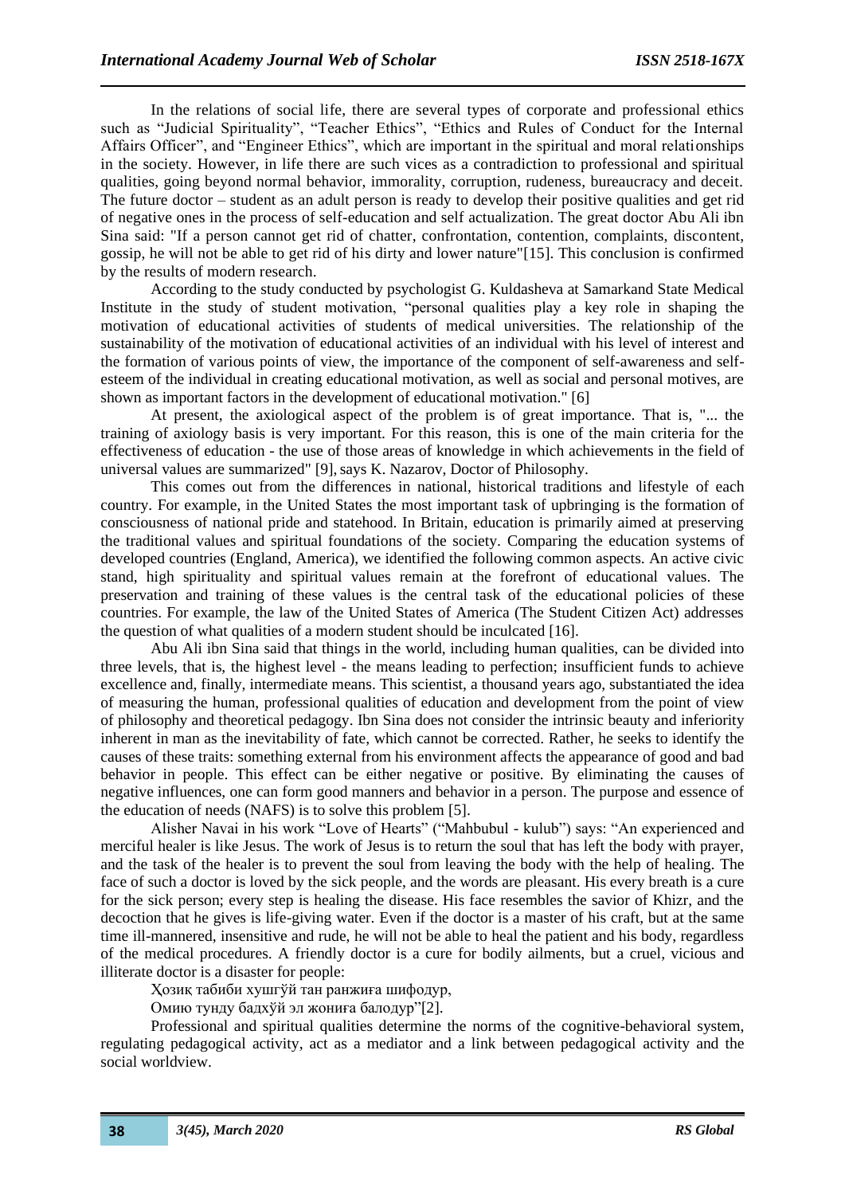In the relations of social life, there are several types of corporate and professional ethics such as "Judicial Spirituality", "Teacher Ethics", "Ethics and Rules of Conduct for the Internal Affairs Officer", and "Engineer Ethics", which are important in the spiritual and moral relationships in the society. However, in life there are such vices as a contradiction to professional and spiritual qualities, going beyond normal behavior, immorality, corruption, rudeness, bureaucracy and deceit. The future doctor – student as an adult person is ready to develop their positive qualities and get rid of negative ones in the process of self-education and self actualization. The great doctor Abu Ali ibn Sina said: "If a person cannot get rid of chatter, confrontation, contention, complaints, discontent, gossip, he will not be able to get rid of his dirty and lower nature"[15]. This conclusion is confirmed by the results of modern research.

According to the study conducted by psychologist G. Kuldasheva at Samarkand State Medical Institute in the study of student motivation, "personal qualities play a key role in shaping the motivation of educational activities of students of medical universities. The relationship of the sustainability of the motivation of educational activities of an individual with his level of interest and the formation of various points of view, the importance of the component of self-awareness and self-esteem of the individual in creating educational motivation, as well as social and personal motives, are shown as important factors in the development of educational motivation." [6]

At present, the axiological aspect of the problem is of great importance. That is, "... the training of axiology basis is very important. For this reason, this is one of the main criteria for the effectiveness of education - the use of those areas of knowledge in which achievements in the field of universal values are summarized" [9], says K. Nazarov, Doctor of Philosophy.

This comes out from the differences in national, historical traditions and lifestyle of each country. For example, in the United States the most important task of upbringing is the formation of consciousness of national pride and statehood. In Britain, education is primarily aimed at preserving the traditional values and spiritual foundations of the society. Comparing the education systems of developed countries (England, America), we identified the following common aspects. An active civic stand, high spirituality and spiritual values remain at the forefront of educational values. The preservation and training of these values is the central task of the educational policies of these countries. For example, the law of the United States of America (The Student Citizen Act) addresses the question of what qualities of a modern student should be inculcated [16].

Abu Ali ibn Sina said that things in the world, including human qualities, can be divided into three levels, that is, the highest level - the means leading to perfection; insufficient funds to achieve excellence and, finally, intermediate means. This scientist, a thousand years ago, substantiated the idea of measuring the human, professional qualities of education and development from the point of view of philosophy and theoretical pedagogy. Ibn Sina does not consider the intrinsic beauty and inferiority inherent in man as the inevitability of fate, which cannot be corrected. Rather, he seeks to identify the causes of these traits: something external from his environment affects the appearance of good and bad behavior in people. This effect can be either negative or positive. By eliminating the causes of negative influences, one can form good manners and behavior in a person. The purpose and essence of the education of needs (NAFS) is to solve this problem [5].

Alisher Navai in his work "Love of Hearts" ("Mahbubul - kulub") says: "An experienced and merciful healer is like Jesus. The work of Jesus is to return the soul that has left the body with prayer, and the task of the healer is to prevent the soul from leaving the body with the help of healing. The face of such a doctor is loved by the sick people, and the words are pleasant. His every breath is a cure for the sick person; every step is healing the disease. His face resembles the savior of Khizr, and the decoction that he gives is life-giving water. Even if the doctor is a master of his craft, but at the same time ill-mannered, insensitive and rude, he will not be able to heal the patient and his body, regardless of the medical procedures. A friendly doctor is a cure for bodily ailments, but a cruel, vicious and illiterate doctor is a disaster for people:

Ҳозиқ табиби хушгўй тан ранжиға шифодур,

Омию тунду бадхўй эл жониға балодур"[2].

Professional and spiritual qualities determine the norms of the cognitive-behavioral system, regulating pedagogical activity, act as a mediator and a link between pedagogical activity and the social worldview.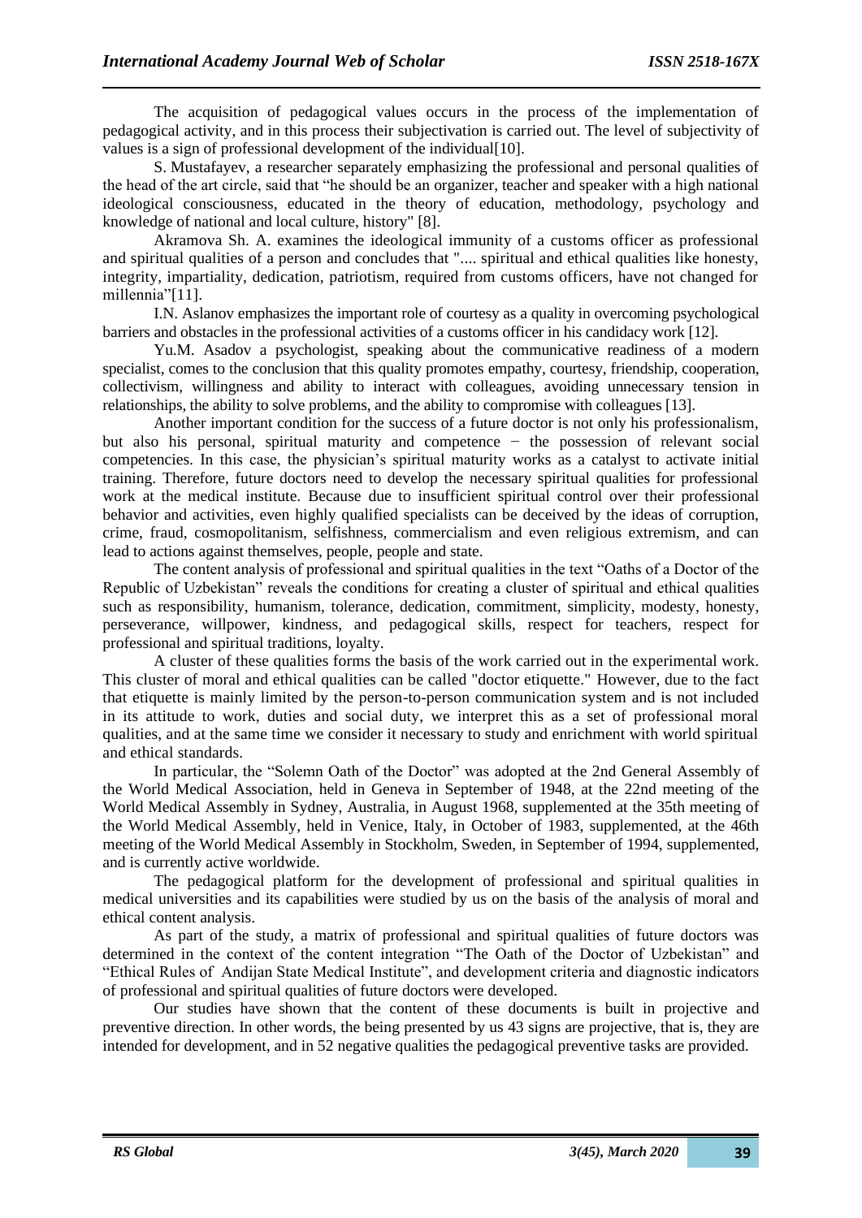The acquisition of pedagogical values occurs in the process of the implementation of pedagogical activity, and in this process their subjectivation is carried out. The level of subjectivity of values is a sign of professional development of the individual[10].

S. Mustafayev, a researcher separately emphasizing the professional and personal qualities of the head of the art circle, said that "he should be an organizer, teacher and speaker with a high national ideological consciousness, educated in the theory of education, methodology, psychology and knowledge of national and local culture, history" [8].

Akramova Sh. A. examines the ideological immunity of a customs officer as professional and spiritual qualities of a person and concludes that ".... spiritual and ethical qualities like honesty, integrity, impartiality, dedication, patriotism, required from customs officers, have not changed for millennia"[11].

I.N. Aslanov emphasizes the important role of courtesy as a quality in overcoming psychological barriers and obstacles in the professional activities of a customs officer in his candidacy work [12].

Yu.M. Asadov a psychologist, speaking about the communicative readiness of a modern specialist, comes to the conclusion that this quality promotes empathy, courtesy, friendship, cooperation, collectivism, willingness and ability to interact with colleagues, avoiding unnecessary tension in relationships, the ability to solve problems, and the ability to compromise with colleagues [13].

Another important condition for the success of a future doctor is not only his professionalism, but also his personal, spiritual maturity and competence − the possession of relevant social competencies. In this case, the physician's spiritual maturity works as a catalyst to activate initial training. Therefore, future doctors need to develop the necessary spiritual qualities for professional work at the medical institute. Because due to insufficient spiritual control over their professional behavior and activities, even highly qualified specialists can be deceived by the ideas of corruption, crime, fraud, cosmopolitanism, selfishness, commercialism and even religious extremism, and can lead to actions against themselves, people, people and state.

The content analysis of professional and spiritual qualities in the text "Oaths of a Doctor of the Republic of Uzbekistan" reveals the conditions for creating a cluster of spiritual and ethical qualities such as responsibility, humanism, tolerance, dedication, commitment, simplicity, modesty, honesty, perseverance, willpower, kindness, and pedagogical skills, respect for teachers, respect for professional and spiritual traditions, loyalty.

A cluster of these qualities forms the basis of the work carried out in the experimental work. This cluster of moral and ethical qualities can be called "doctor etiquette." However, due to the fact that etiquette is mainly limited by the person-to-person communication system and is not included in its attitude to work, duties and social duty, we interpret this as a set of professional moral qualities, and at the same time we consider it necessary to study and enrichment with world spiritual and ethical standards.

In particular, the "Solemn Oath of the Doctor" was adopted at the 2nd General Assembly of the World Medical Association, held in Geneva in September of 1948, at the 22nd meeting of the World Medical Assembly in Sydney, Australia, in August 1968, supplemented at the 35th meeting of the World Medical Assembly, held in Venice, Italy, in October of 1983, supplemented, at the 46th meeting of the World Medical Assembly in Stockholm, Sweden, in September of 1994, supplemented, and is currently active worldwide.

The pedagogical platform for the development of professional and spiritual qualities in medical universities and its capabilities were studied by us on the basis of the analysis of moral and ethical content analysis.

As part of the study, a matrix of professional and spiritual qualities of future doctors was determined in the context of the content integration "The Oath of the Doctor of Uzbekistan" and "Ethical Rules of Andijan State Medical Institute", and development criteria and diagnostic indicators of professional and spiritual qualities of future doctors were developed.

Our studies have shown that the content of these documents is built in projective and preventive direction. In other words, the being presented by us 43 signs are projective, that is, they are intended for development, and in 52 negative qualities the pedagogical preventive tasks are provided.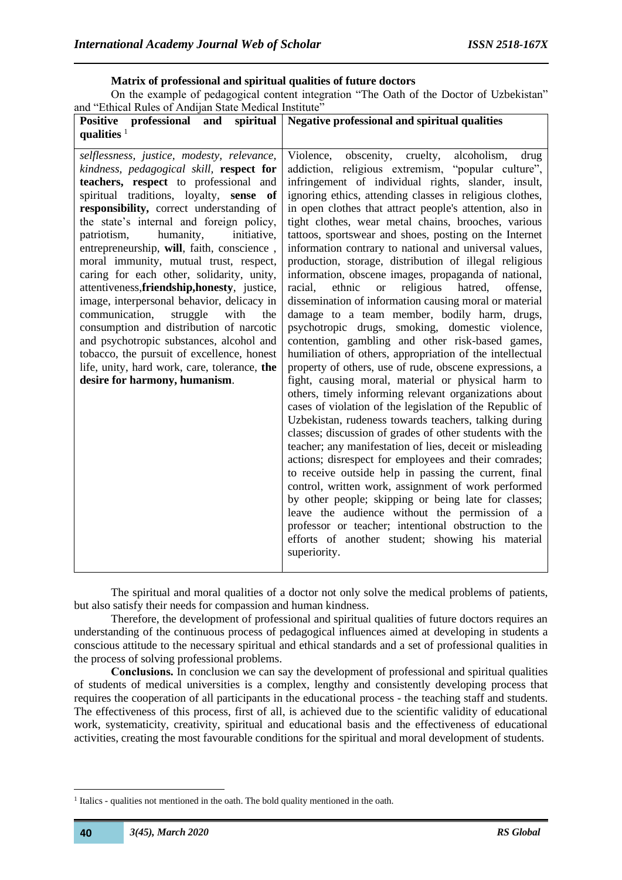**Matrix of professional and spiritual qualities of future doctors**

On the example of pedagogical content integration "The Oath of the Doctor of Uzbekistan" and "Ethical Rules of Andijan State Medical Institute"

| **Positive professional and spiritual qualities** [1] | **Negative professional and spiritual qualities** |
|---|---|
| *selflessness, justice, modesty, relevance, kindness, pedagogical skill,* **respect for teachers, respect** *to professional and spiritual traditions, loyalty,* **sense of responsibility,** *correct understanding of the state's internal and foreign policy, patriotism, humanity, initiative, entrepreneurship,* **will**, *faith, conscience , moral immunity, mutual trust, respect, caring for each other, solidarity, unity, attentiveness,***friendship,honesty**, *justice, image, interpersonal behavior, delicacy in communication, struggle with the consumption and distribution of narcotic and psychotropic substances, alcohol and tobacco, the pursuit of excellence, honest life, unity, hard work, care, tolerance,* **the desire for harmony, humanism**. | Violence, obscenity, cruelty, alcoholism, drug addiction, religious extremism, "popular culture", infringement of individual rights, slander, insult, ignoring ethics, attending classes in religious clothes, in open clothes that attract people's attention, also in tight clothes, wear metal chains, brooches, various tattoos, sportswear and shoes, posting on the Internet information contrary to national and universal values, production, storage, distribution of illegal religious information, obscene images, propaganda of national, racial, ethnic or religious hatred, offense, dissemination of information causing moral or material damage to a team member, bodily harm, drugs, psychotropic drugs, smoking, domestic violence, contention, gambling and other risk-based games, humiliation of others, appropriation of the intellectual property of others, use of rude, obscene expressions, a fight, causing moral, material or physical harm to others, timely informing relevant organizations about cases of violation of the legislation of the Republic of Uzbekistan, rudeness towards teachers, talking during classes; discussion of grades of other students with the teacher; any manifestation of lies, deceit or misleading actions; disrespect for employees and their comrades; to receive outside help in passing the current, final control, written work, assignment of work performed by other people; skipping or being late for classes; leave the audience without the permission of a professor or teacher; intentional obstruction to the efforts of another student; showing his material superiority. |

The spiritual and moral qualities of a doctor not only solve the medical problems of patients, but also satisfy their needs for compassion and human kindness.

Therefore, the development of professional and spiritual qualities of future doctors requires an understanding of the continuous process of pedagogical influences aimed at developing in students a conscious attitude to the necessary spiritual and ethical standards and a set of professional qualities in the process of solving professional problems.

**Conclusions.** In conclusion we can say the development of professional and spiritual qualities of students of medical universities is a complex, lengthy and consistently developing process that requires the cooperation of all participants in the educational process - the teaching staff and students. The effectiveness of this process, first of all, is achieved due to the scientific validity of educational work, systematicity, creativity, spiritual and educational basis and the effectiveness of educational activities, creating the most favourable conditions for the spiritual and moral development of students.

[1] Italics - qualities not mentioned in the oath. The bold quality mentioned in the oath.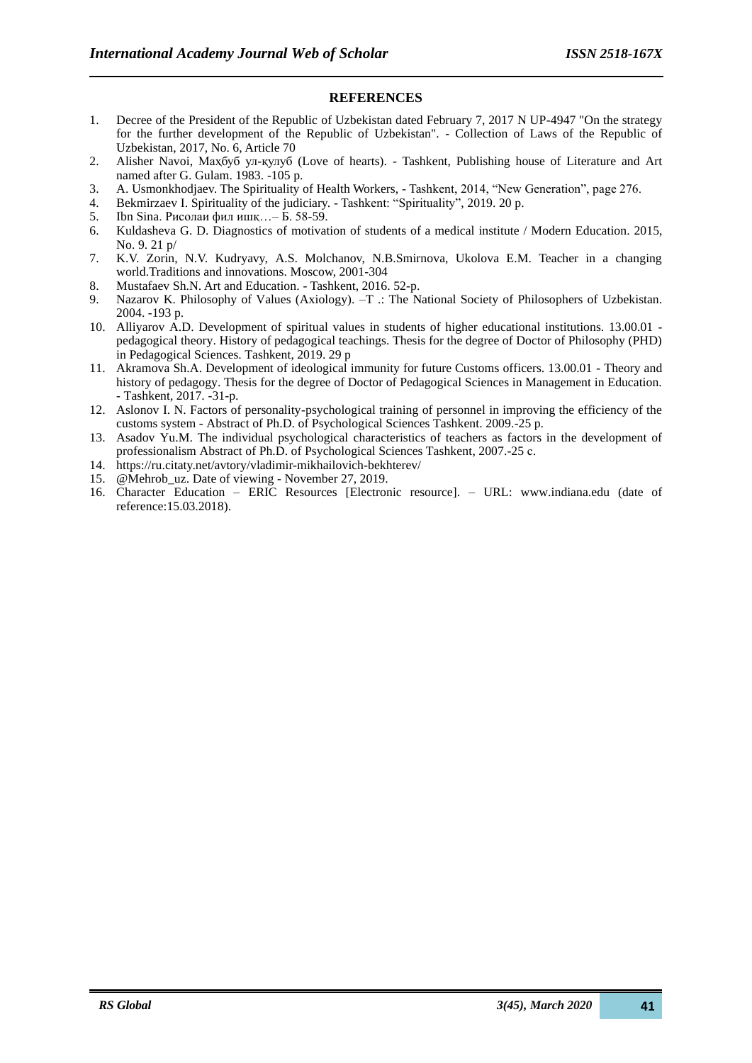## REFERENCES

1. Decree of the President of the Republic of Uzbekistan dated February 7, 2017 N UP-4947 "On the strategy for the further development of the Republic of Uzbekistan". - Collection of Laws of the Republic of Uzbekistan, 2017, No. 6, Article 70
2. Alisher Navoi, Маҳбуб ул-қулуб (Love of hearts). - Tashkent, Publishing house of Literature and Art named after G. Gulam. 1983. -105 p.
3. A. Usmonkhodjaev. The Spirituality of Health Workers, - Tashkent, 2014, "New Generation", page 276.
4. Bekmirzaev I. Spirituality of the judiciary. - Tashkent: "Spirituality", 2019. 20 p.
5. Ibn Sina. Рисолаи фил ишқ…– Б. 58-59.
6. Kuldasheva G. D. Diagnostics of motivation of students of a medical institute / Modern Education. 2015, No. 9. 21 p/
7. K.V. Zorin, N.V. Kudryavy, A.S. Molchanov, N.B.Smirnova, Ukolova E.M. Teacher in a changing world.Traditions and innovations. Moscow, 2001-304
8. Mustafaev Sh.N. Art and Education. - Tashkent, 2016. 52-p.
9. Nazarov K. Philosophy of Values (Axiology). –T .: The National Society of Philosophers of Uzbekistan. 2004. -193 p.
10. Alliyarov A.D. Development of spiritual values in students of higher educational institutions. 13.00.01 - pedagogical theory. History of pedagogical teachings. Thesis for the degree of Doctor of Philosophy (PHD) in Pedagogical Sciences. Tashkent, 2019. 29 p
11. Akramova Sh.A. Development of ideological immunity for future Customs officers. 13.00.01 - Theory and history of pedagogy. Thesis for the degree of Doctor of Pedagogical Sciences in Management in Education. - Tashkent, 2017. -31-p.
12. Aslonov I. N. Factors of personality-psychological training of personnel in improving the efficiency of the customs system - Abstract of Ph.D. of Psychological Sciences Tashkent. 2009.-25 p.
13. Asadov Yu.M. The individual psychological characteristics of teachers as factors in the development of professionalism Abstract of Ph.D. of Psychological Sciences Tashkent, 2007.-25 с.
14. https://ru.citaty.net/avtory/vladimir-mikhailovich-bekhterev/
15. @Mehrob_uz. Date of viewing - November 27, 2019.
16. Character Education – ERIC Resources [Electronic resource]. – URL: www.indiana.edu (date of reference:15.03.2018).